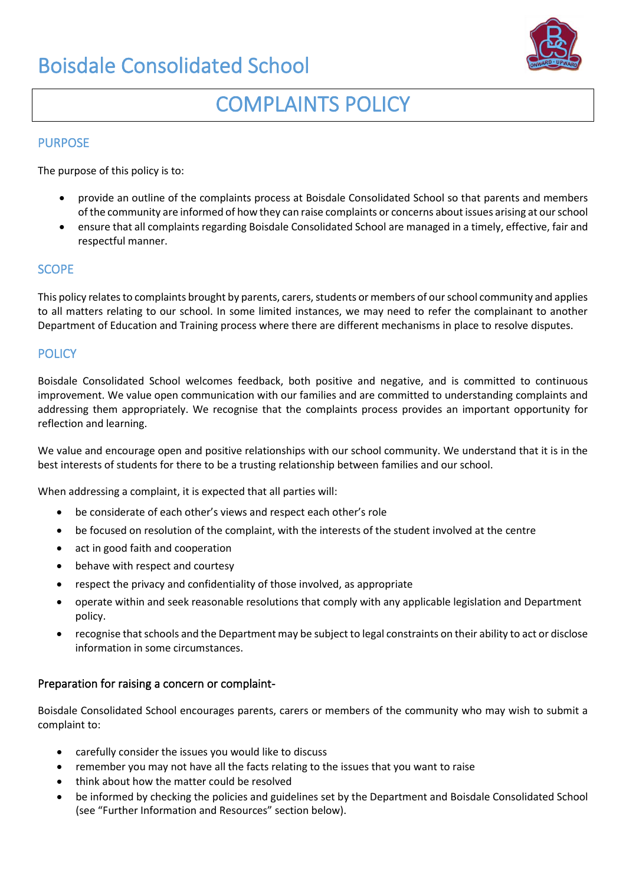# Boisdale Consolidated School

# COMPLAINTS POLICY

## PURPOSE

The purpose of this policy is to:

- provide an outline of the complaints process at Boisdale Consolidated School so that parents and members of the community are informed of how they can raise complaints or concerns about issues arising at our school
- ensure that all complaints regarding Boisdale Consolidated School are managed in a timely, effective, fair and respectful manner.

## SCOPE

This policy relates to complaints brought by parents, carers, students or members of our school community and applies to all matters relating to our school. In some limited instances, we may need to refer the complainant to another Department of Education and Training process where there are different mechanisms in place to resolve disputes.

## POLICY

Boisdale Consolidated School welcomes feedback, both positive and negative, and is committed to continuous improvement. We value open communication with our families and are committed to understanding complaints and addressing them appropriately. We recognise that the complaints process provides an important opportunity for reflection and learning.

We value and encourage open and positive relationships with our school community. We understand that it is in the best interests of students for there to be a trusting relationship between families and our school.

When addressing a complaint, it is expected that all parties will:

- be considerate of each other's views and respect each other's role
- be focused on resolution of the complaint, with the interests of the student involved at the centre
- act in good faith and cooperation
- behave with respect and courtesy
- respect the privacy and confidentiality of those involved, as appropriate
- operate within and seek reasonable resolutions that comply with any applicable legislation and Department policy.
- recognise that schools and the Department may be subject to legal constraints on their ability to act or disclose information in some circumstances.

### Preparation for raising a concern or complaint-

Boisdale Consolidated School encourages parents, carers or members of the community who may wish to submit a complaint to:

- carefully consider the issues you would like to discuss
- remember you may not have all the facts relating to the issues that you want to raise
- think about how the matter could be resolved
- be informed by checking the policies and guidelines set by the Department and Boisdale Consolidated School (see "Further Information and Resources" section below).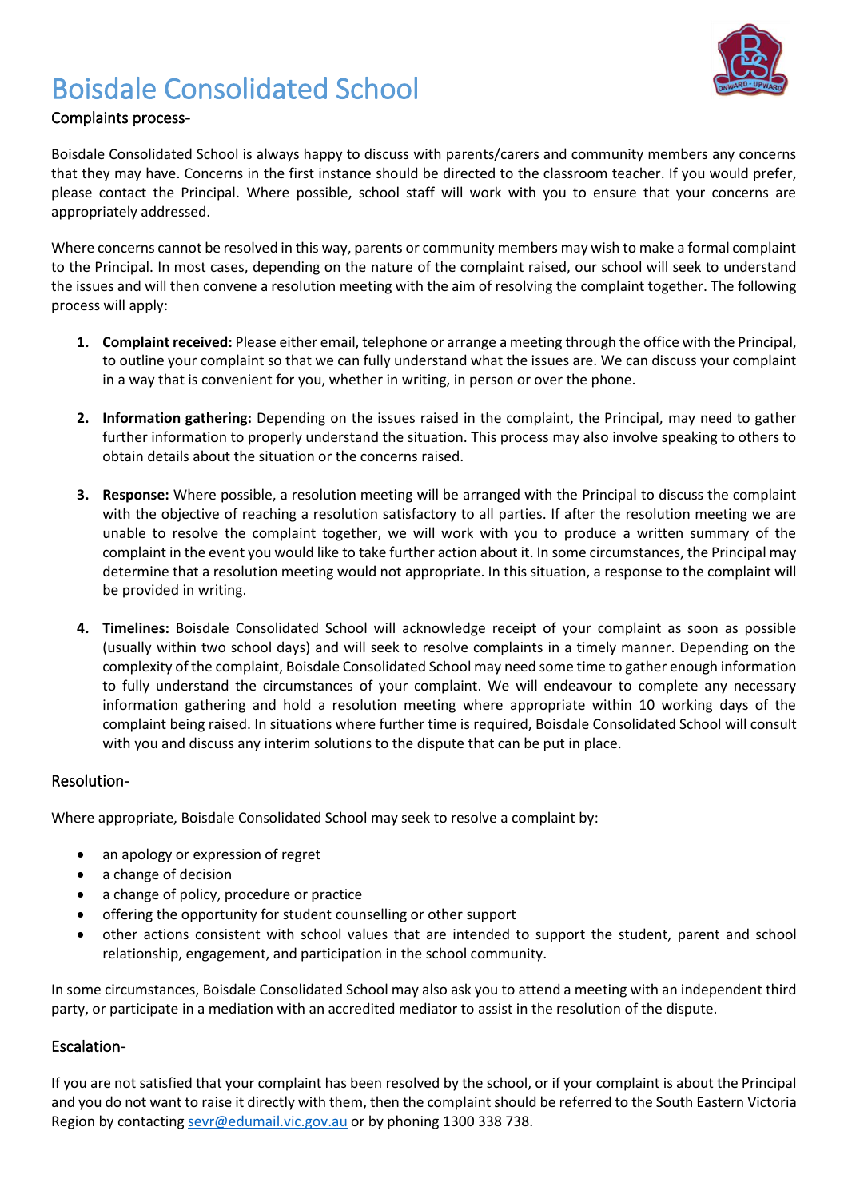# Boisdale Consolidated School

## Complaints process-

Boisdale Consolidated School is always happy to discuss with parents/carers and community members any concerns that they may have. Concerns in the first instance should be directed to the classroom teacher. If you would prefer, please contact the Principal. Where possible, school staff will work with you to ensure that your concerns are appropriately addressed.

Where concerns cannot be resolved in this way, parents or community members may wish to make a formal complaint to the Principal. In most cases, depending on the nature of the complaint raised, our school will seek to understand the issues and will then convene a resolution meeting with the aim of resolving the complaint together. The following process will apply:

1. **Complaint received:** Please either email, telephone or arrange a meeting through the office with the Principal, to outline your complaint so that we can fully understand what the issues are. We can discuss your complaint in a way that is convenient for you, whether in writing, in person or over the phone.

2. **Information gathering:** Depending on the issues raised in the complaint, the Principal, may need to gather further information to properly understand the situation. This process may also involve speaking to others to obtain details about the situation or the concerns raised.

3. **Response:** Where possible, a resolution meeting will be arranged with the Principal to discuss the complaint with the objective of reaching a resolution satisfactory to all parties. If after the resolution meeting we are unable to resolve the complaint together, we will work with you to produce a written summary of the complaint in the event you would like to take further action about it. In some circumstances, the Principal may determine that a resolution meeting would not appropriate. In this situation, a response to the complaint will be provided in writing.

4. **Timelines:** Boisdale Consolidated School will acknowledge receipt of your complaint as soon as possible (usually within two school days) and will seek to resolve complaints in a timely manner. Depending on the complexity of the complaint, Boisdale Consolidated School may need some time to gather enough information to fully understand the circumstances of your complaint. We will endeavour to complete any necessary information gathering and hold a resolution meeting where appropriate within 10 working days of the complaint being raised. In situations where further time is required, Boisdale Consolidated School will consult with you and discuss any interim solutions to the dispute that can be put in place.

## Resolution-

Where appropriate, Boisdale Consolidated School may seek to resolve a complaint by:

- an apology or expression of regret
- a change of decision
- a change of policy, procedure or practice
- offering the opportunity for student counselling or other support
- other actions consistent with school values that are intended to support the student, parent and school relationship, engagement, and participation in the school community.

In some circumstances, Boisdale Consolidated School may also ask you to attend a meeting with an independent third party, or participate in a mediation with an accredited mediator to assist in the resolution of the dispute.

## Escalation-

If you are not satisfied that your complaint has been resolved by the school, or if your complaint is about the Principal and you do not want to raise it directly with them, then the complaint should be referred to the South Eastern Victoria Region by contacting sevr@edumail.vic.gov.au or by phoning 1300 338 738.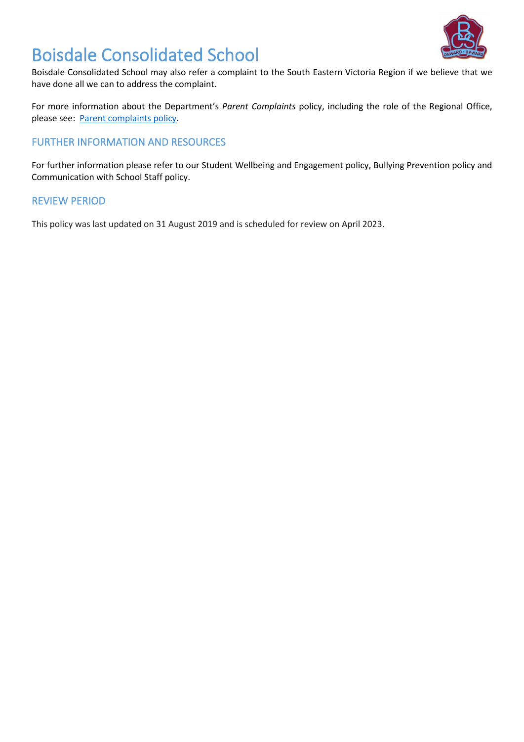Boisdale Consolidated School may also refer a complaint to the South Eastern Victoria Region if we believe that we have done all we can to address the complaint.

For more information about the Department's *Parent Complaints* policy, including the role of the Regional Office, please see: Parent complaints policy.

## FURTHER INFORMATION AND RESOURCES

For further information please refer to our Student Wellbeing and Engagement policy, Bullying Prevention policy and Communication with School Staff policy.

## REVIEW PERIOD

This policy was last updated on 31 August 2019 and is scheduled for review on April 2023.